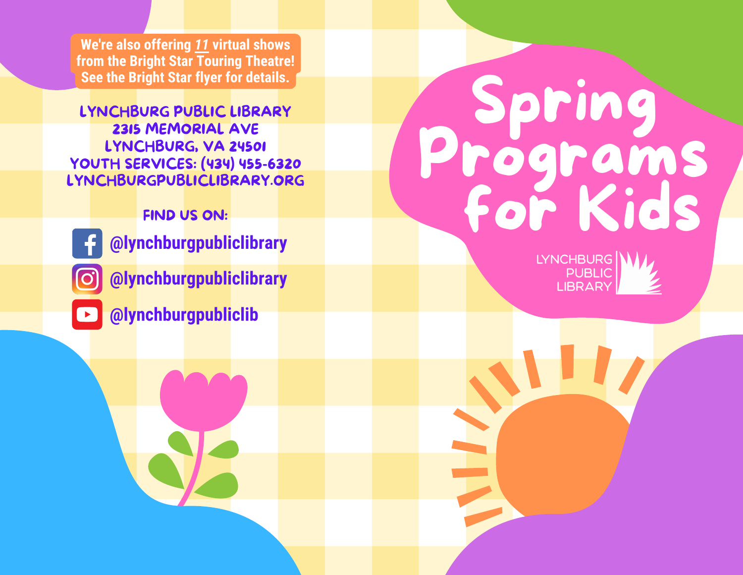# Spring Programs for Kids

LYNCHBURG PUBLIC LIBRARY

We're also offering *11* virtual shows from the Bright Star Touring Theatre! See the Bright Star flyer for details.

**LYNCHBURG PUBLIC LIBRARY**
**2315 MEMORIAL AVE**
**LYNCHBURG, VA 24501**
**YOUTH SERVICES: (434) 455-6320**
**LYNCHBURGPUBLICLIBRARY.ORG**

**FIND US ON:**

- Facebook: @lynchburgpubliclibrary
- Instagram: @lynchburgpubliclibrary
- YouTube: @lynchburgpubliclib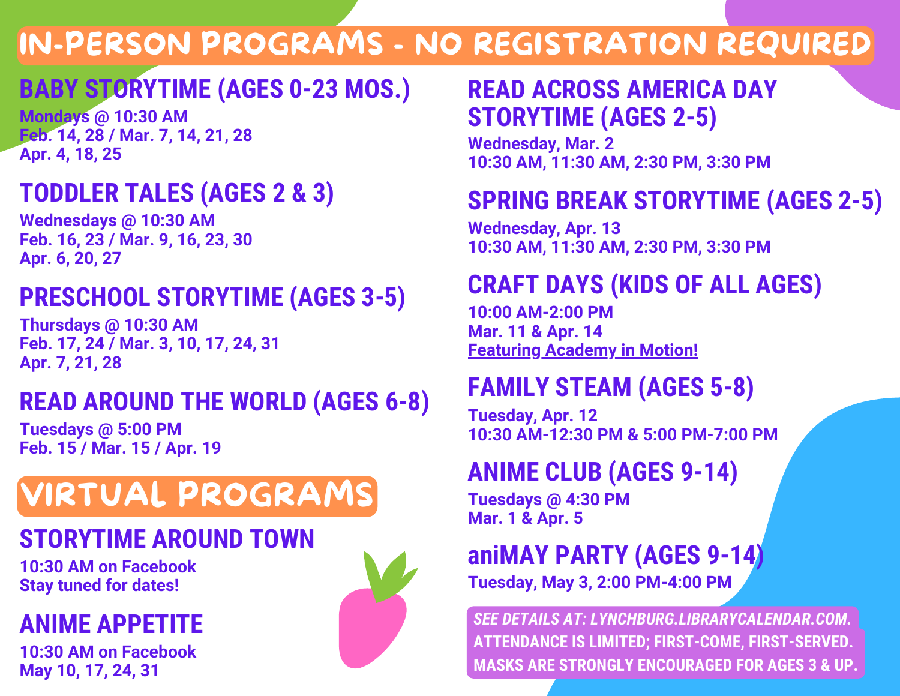# IN-PERSON PROGRAMS - NO REGISTRATION REQUIRED

## BABY STORYTIME (AGES 0-23 MOS.)

**Mondays @ 10:30 AM**
**Feb. 14, 28 / Mar. 7, 14, 21, 28**
**Apr. 4, 18, 25**

## TODDLER TALES (AGES 2 & 3)

**Wednesdays @ 10:30 AM**
**Feb. 16, 23 / Mar. 9, 16, 23, 30**
**Apr. 6, 20, 27**

## PRESCHOOL STORYTIME (AGES 3-5)

**Thursdays @ 10:30 AM**
**Feb. 17, 24 / Mar. 3, 10, 17, 24, 31**
**Apr. 7, 21, 28**

## READ AROUND THE WORLD (AGES 6-8)

**Tuesdays @ 5:00 PM**
**Feb. 15 / Mar. 15 / Apr. 19**

## READ ACROSS AMERICA DAY STORYTIME (AGES 2-5)

**Wednesday, Mar. 2**
**10:30 AM, 11:30 AM, 2:30 PM, 3:30 PM**

## SPRING BREAK STORYTIME (AGES 2-5)

**Wednesday, Apr. 13**
**10:30 AM, 11:30 AM, 2:30 PM, 3:30 PM**

## CRAFT DAYS (KIDS OF ALL AGES)

**10:00 AM-2:00 PM**
**Mar. 11 & Apr. 14**
**Featuring Academy in Motion!**

## FAMILY STEAM (AGES 5-8)

**Tuesday, Apr. 12**
**10:30 AM-12:30 PM & 5:00 PM-7:00 PM**

## ANIME CLUB (AGES 9-14)

**Tuesdays @ 4:30 PM**
**Mar. 1 & Apr. 5**

## aniMAY PARTY (AGES 9-14)

**Tuesday, May 3, 2:00 PM-4:00 PM**

***SEE DETAILS AT: LYNCHBURG.LIBRARYCALENDAR.COM.***
**ATTENDANCE IS LIMITED; FIRST-COME, FIRST-SERVED.**
**MASKS ARE STRONGLY ENCOURAGED FOR AGES 3 & UP.**

# VIRTUAL PROGRAMS

## STORYTIME AROUND TOWN

**10:30 AM on Facebook**
**Stay tuned for dates!**

## ANIME APPETITE

**10:30 AM on Facebook**
**May 10, 17, 24, 31**